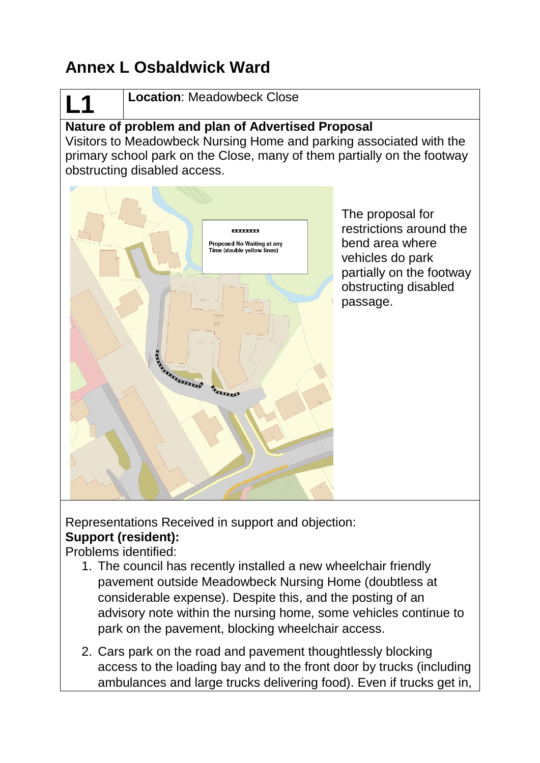# Annex L Osbaldwick Ward

| L1 | **Location**: Meadowbeck Close |
|---|---|

**Nature of problem and plan of Advertised Proposal**

Visitors to Meadowbeck Nursing Home and parking associated with the primary school park on the Close, many of them partially on the footway obstructing disabled access.

Proposed No Waiting at any Time (double yellow lines)

The proposal for restrictions around the bend area where vehicles do park partially on the footway obstructing disabled passage.

Representations Received in support and objection:

**Support (resident):**

Problems identified:

1. The council has recently installed a new wheelchair friendly pavement outside Meadowbeck Nursing Home (doubtless at considerable expense). Despite this, and the posting of an advisory note within the nursing home, some vehicles continue to park on the pavement, blocking wheelchair access.

2. Cars park on the road and pavement thoughtlessly blocking access to the loading bay and to the front door by trucks (including ambulances and large trucks delivering food). Even if trucks get in,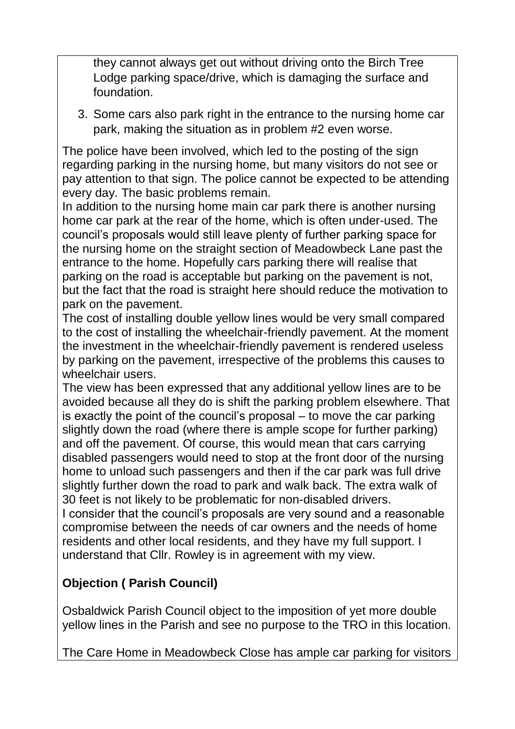they cannot always get out without driving onto the Birch Tree Lodge parking space/drive, which is damaging the surface and foundation.

3. Some cars also park right in the entrance to the nursing home car park, making the situation as in problem #2 even worse.

The police have been involved, which led to the posting of the sign regarding parking in the nursing home, but many visitors do not see or pay attention to that sign. The police cannot be expected to be attending every day. The basic problems remain.
In addition to the nursing home main car park there is another nursing home car park at the rear of the home, which is often under-used. The council's proposals would still leave plenty of further parking space for the nursing home on the straight section of Meadowbeck Lane past the entrance to the home. Hopefully cars parking there will realise that parking on the road is acceptable but parking on the pavement is not, but the fact that the road is straight here should reduce the motivation to park on the pavement.
The cost of installing double yellow lines would be very small compared to the cost of installing the wheelchair-friendly pavement. At the moment the investment in the wheelchair-friendly pavement is rendered useless by parking on the pavement, irrespective of the problems this causes to wheelchair users.
The view has been expressed that any additional yellow lines are to be avoided because all they do is shift the parking problem elsewhere. That is exactly the point of the council's proposal – to move the car parking slightly down the road (where there is ample scope for further parking) and off the pavement. Of course, this would mean that cars carrying disabled passengers would need to stop at the front door of the nursing home to unload such passengers and then if the car park was full drive slightly further down the road to park and walk back. The extra walk of 30 feet is not likely to be problematic for non-disabled drivers.
I consider that the council's proposals are very sound and a reasonable compromise between the needs of car owners and the needs of home residents and other local residents, and they have my full support. I understand that Cllr. Rowley is in agreement with my view.

**Objection ( Parish Council)**

Osbaldwick Parish Council object to the imposition of yet more double yellow lines in the Parish and see no purpose to the TRO in this location.

The Care Home in Meadowbeck Close has ample car parking for visitors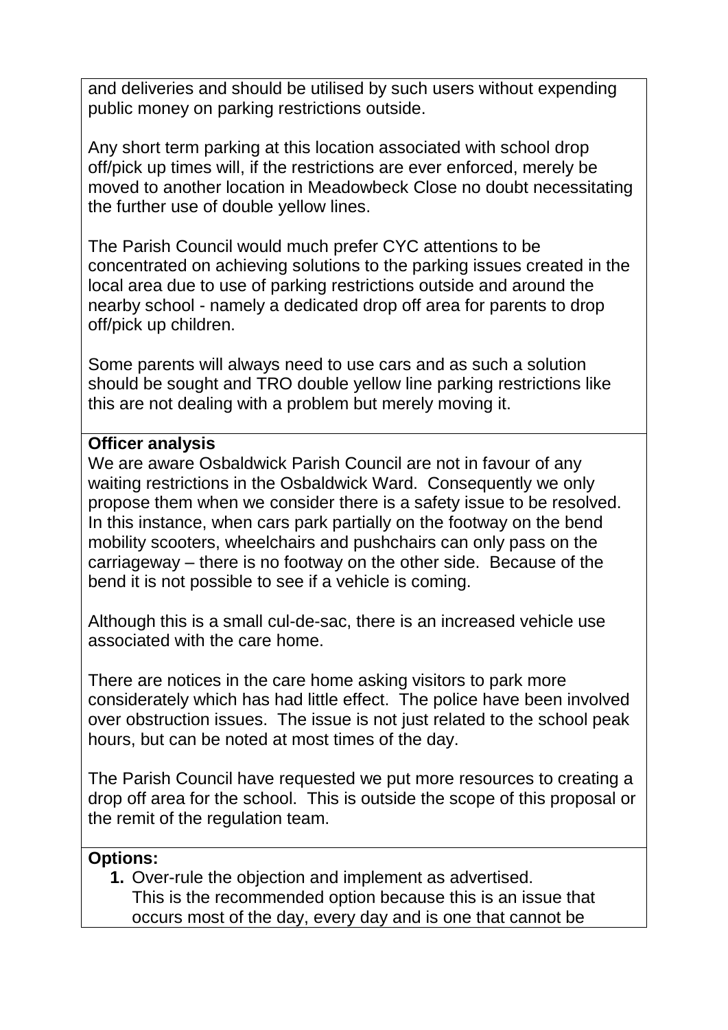and deliveries and should be utilised by such users without expending public money on parking restrictions outside.

Any short term parking at this location associated with school drop off/pick up times will, if the restrictions are ever enforced, merely be moved to another location in Meadowbeck Close no doubt necessitating the further use of double yellow lines.

The Parish Council would much prefer CYC attentions to be concentrated on achieving solutions to the parking issues created in the local area due to use of parking restrictions outside and around the nearby school - namely a dedicated drop off area for parents to drop off/pick up children.

Some parents will always need to use cars and as such a solution should be sought and TRO double yellow line parking restrictions like this are not dealing with a problem but merely moving it.

**Officer analysis**

We are aware Osbaldwick Parish Council are not in favour of any waiting restrictions in the Osbaldwick Ward. Consequently we only propose them when we consider there is a safety issue to be resolved. In this instance, when cars park partially on the footway on the bend mobility scooters, wheelchairs and pushchairs can only pass on the carriageway – there is no footway on the other side. Because of the bend it is not possible to see if a vehicle is coming.

Although this is a small cul-de-sac, there is an increased vehicle use associated with the care home.

There are notices in the care home asking visitors to park more considerately which has had little effect. The police have been involved over obstruction issues. The issue is not just related to the school peak hours, but can be noted at most times of the day.

The Parish Council have requested we put more resources to creating a drop off area for the school. This is outside the scope of this proposal or the remit of the regulation team.

**Options:**

1. **Over-rule the objection and implement as advertised.** This is the recommended option because this is an issue that occurs most of the day, every day and is one that cannot be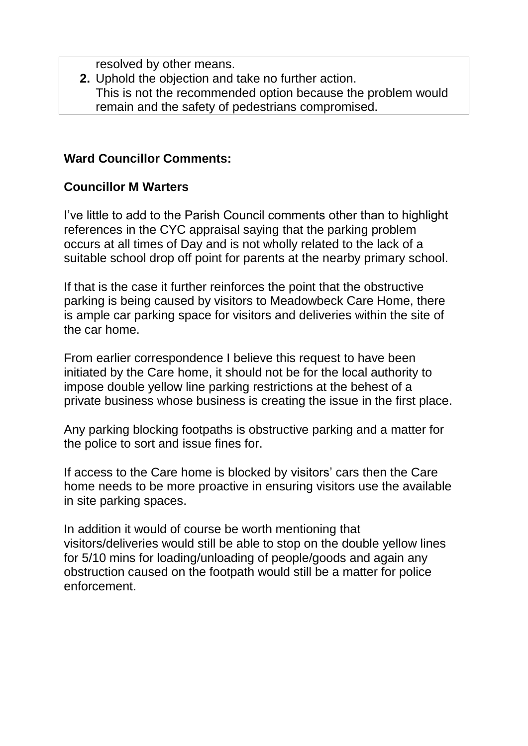| |
|---|
| resolved by other means.<br>**2.** Uphold the objection and take no further action.<br>This is not the recommended option because the problem would remain and the safety of pedestrians compromised. |

**Ward Councillor Comments:**

**Councillor M Warters**

I've little to add to the Parish Council comments other than to highlight references in the CYC appraisal saying that the parking problem occurs at all times of Day and is not wholly related to the lack of a suitable school drop off point for parents at the nearby primary school.

If that is the case it further reinforces the point that the obstructive parking is being caused by visitors to Meadowbeck Care Home, there is ample car parking space for visitors and deliveries within the site of the car home.

From earlier correspondence I believe this request to have been initiated by the Care home, it should not be for the local authority to impose double yellow line parking restrictions at the behest of a private business whose business is creating the issue in the first place.

Any parking blocking footpaths is obstructive parking and a matter for the police to sort and issue fines for.

If access to the Care home is blocked by visitors' cars then the Care home needs to be more proactive in ensuring visitors use the available in site parking spaces.

In addition it would of course be worth mentioning that visitors/deliveries would still be able to stop on the double yellow lines for 5/10 mins for loading/unloading of people/goods and again any obstruction caused on the footpath would still be a matter for police enforcement.